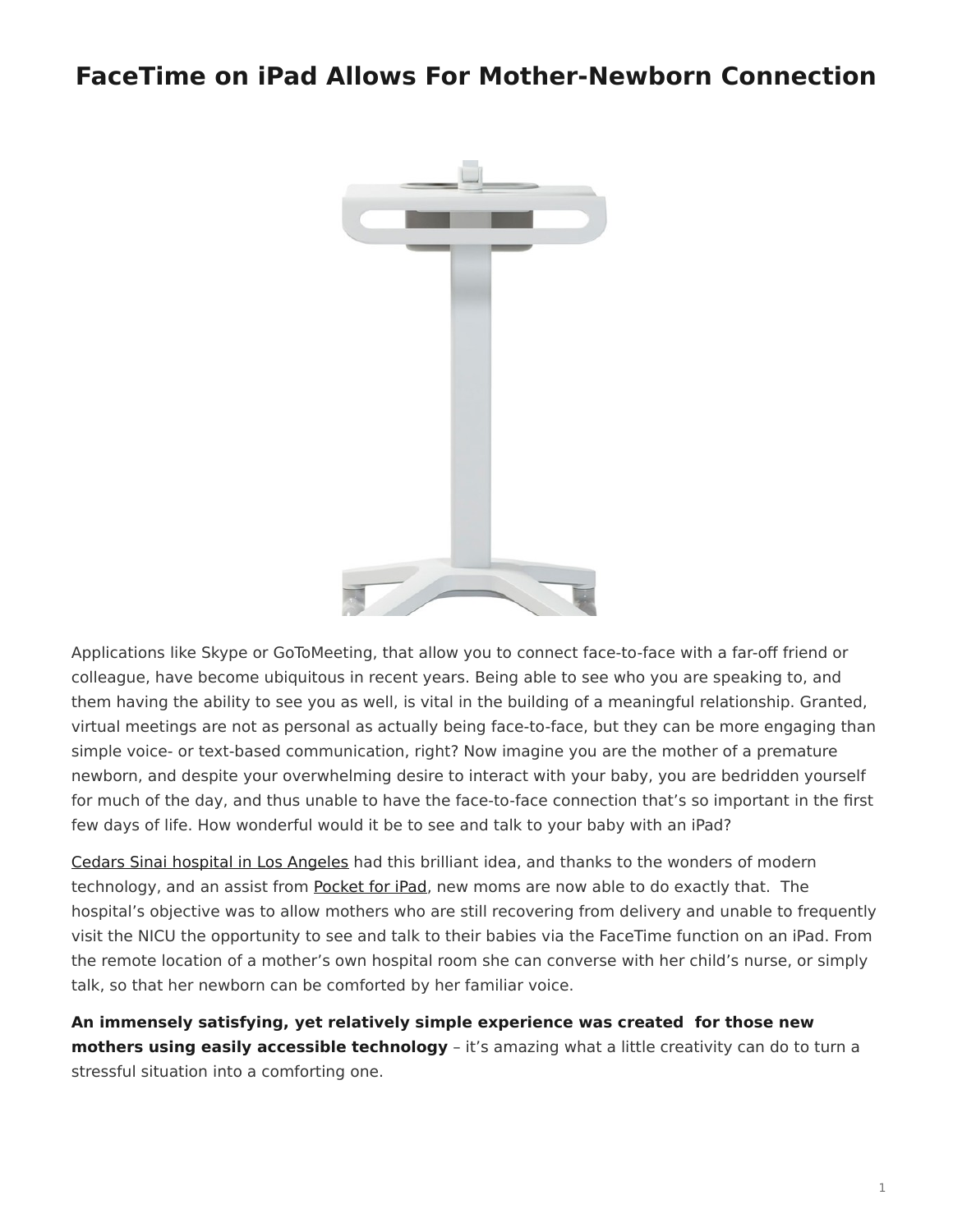# FaceTime on iPad Allows For Mother-Newborn Connection

Applications like Skype or GoToMeeting, that allow you to connect face-to-face with a far-off friend or colleague, have become ubiquitous in recent years. Being able to see who you are speaking to, and them having the ability to see you as well, is vital in the building of a meaningful relationship. Granted, virtual meetings are not as personal as actually being face-to-face, but they can be more engaging than simple voice- or text-based communication, right? Now imagine you are the mother of a premature newborn, and despite your overwhelming desire to interact with your baby, you are bedridden yourself for much of the day, and thus unable to have the face-to-face connection that's so important in the first few days of life. How wonderful would it be to see and talk to your baby with an iPad?

Cedars Sinai hospital in Los Angeles had this brilliant idea, and thanks to the wonders of modern technology, and an assist from Pocket for iPad, new moms are now able to do exactly that. The hospital's objective was to allow mothers who are still recovering from delivery and unable to frequently visit the NICU the opportunity to see and talk to their babies via the FaceTime function on an iPad. From the remote location of a mother's own hospital room she can converse with her child's nurse, or simply talk, so that her newborn can be comforted by her familiar voice.

**An immensely satisfying, yet relatively simple experience was created for those new mothers using easily accessible technology** – it's amazing what a little creativity can do to turn a stressful situation into a comforting one.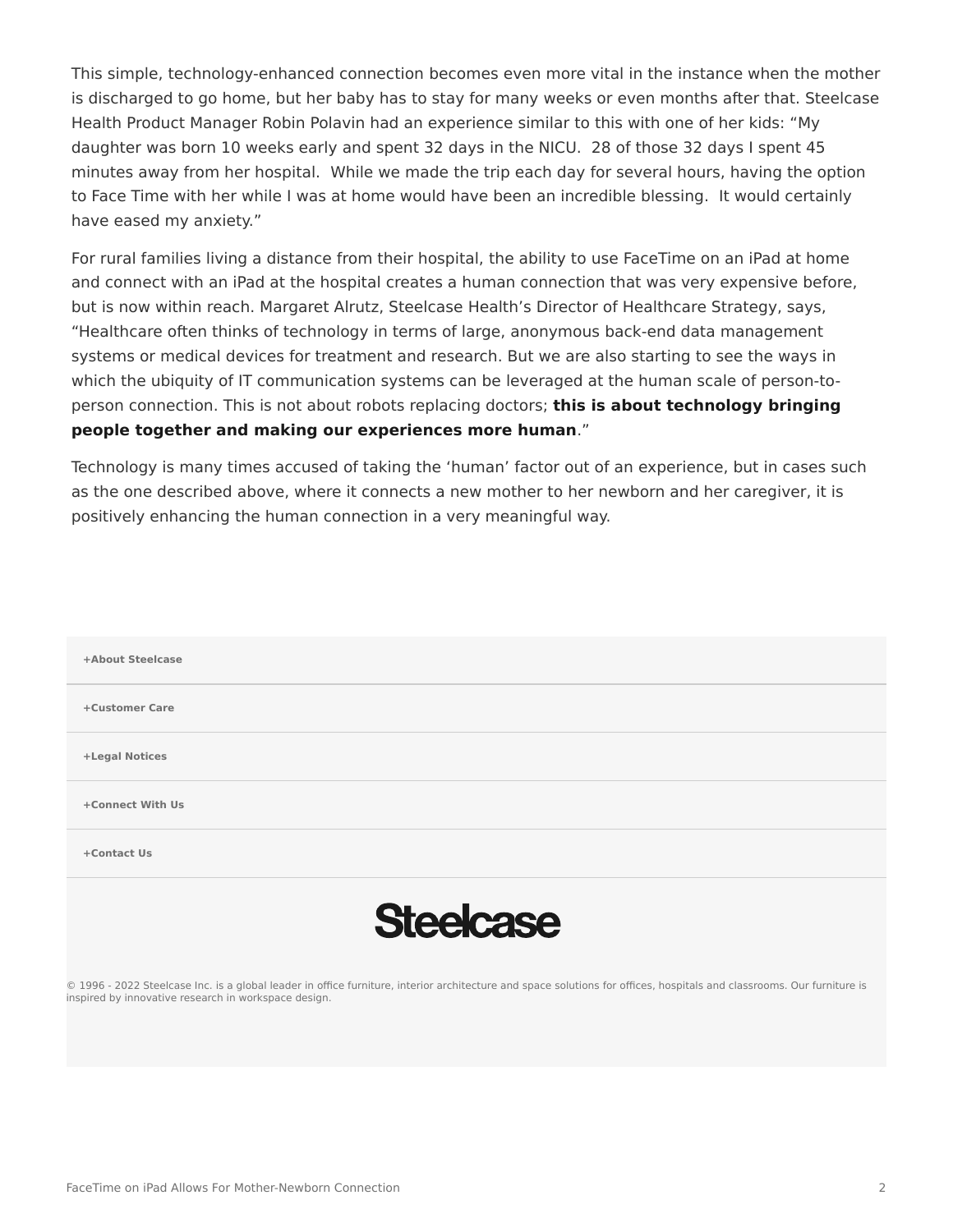This simple, technology-enhanced connection becomes even more vital in the instance when the mother is discharged to go home, but her baby has to stay for many weeks or even months after that. Steelcase Health Product Manager Robin Polavin had an experience similar to this with one of her kids: “My daughter was born 10 weeks early and spent 32 days in the NICU. 28 of those 32 days I spent 45 minutes away from her hospital. While we made the trip each day for several hours, having the option to Face Time with her while I was at home would have been an incredible blessing. It would certainly have eased my anxiety.”

For rural families living a distance from their hospital, the ability to use FaceTime on an iPad at home and connect with an iPad at the hospital creates a human connection that was very expensive before, but is now within reach. Margaret Alrutz, Steelcase Health’s Director of Healthcare Strategy, says, “Healthcare often thinks of technology in terms of large, anonymous back-end data management systems or medical devices for treatment and research. But we are also starting to see the ways in which the ubiquity of IT communication systems can be leveraged at the human scale of person-to-person connection. This is not about robots replacing doctors; **this is about technology bringing people together and making our experiences more human**.”

Technology is many times accused of taking the ‘human’ factor out of an experience, but in cases such as the one described above, where it connects a new mother to her newborn and her caregiver, it is positively enhancing the human connection in a very meaningful way.

**+About Steelcase**

**+Customer Care**

**+Legal Notices**

**+Connect With Us**

**+Contact Us**

Steelcase

© 1996 - 2022 Steelcase Inc. is a global leader in office furniture, interior architecture and space solutions for offices, hospitals and classrooms. Our furniture is inspired by innovative research in workspace design.